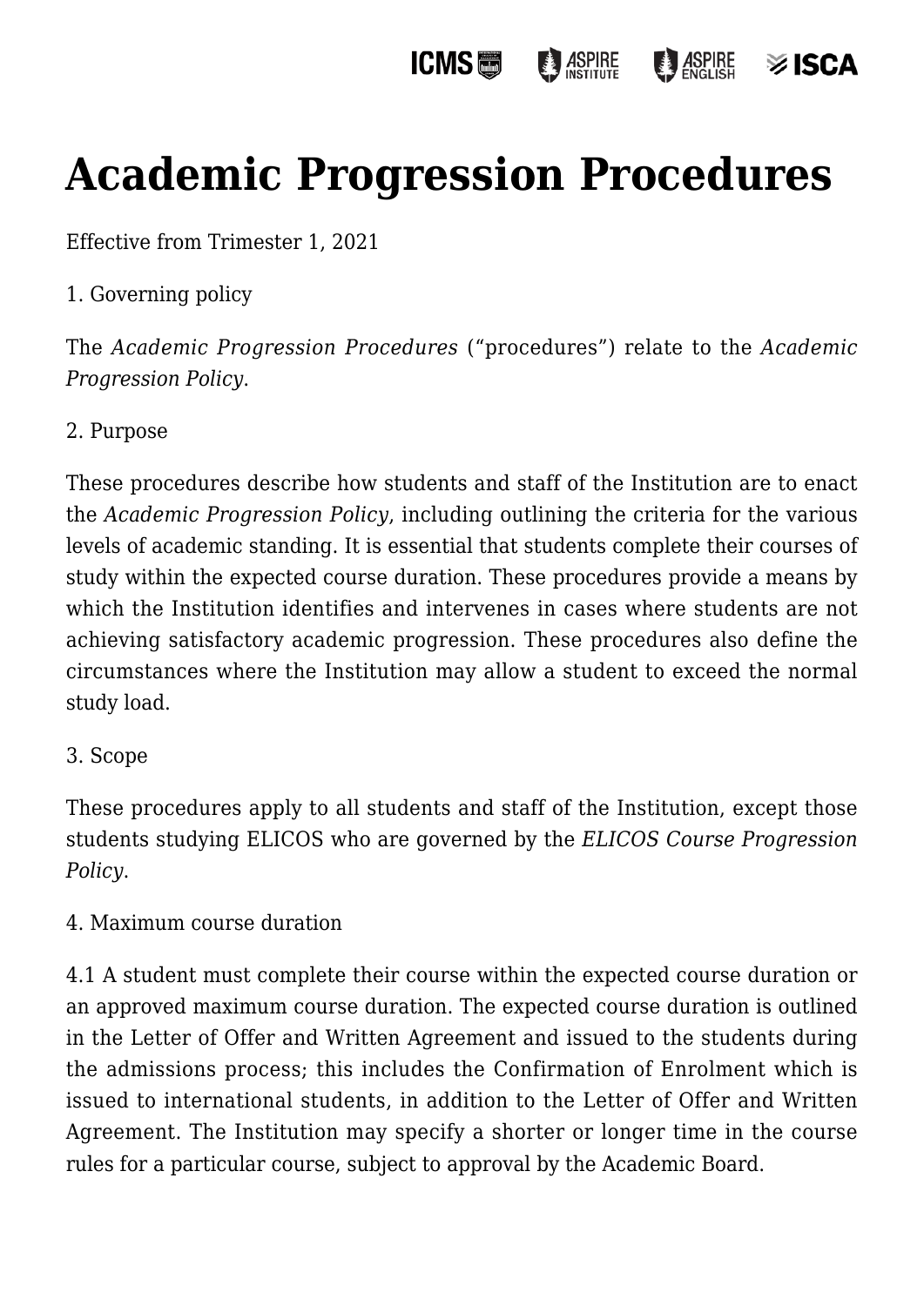# Academic Progression Procedures

Effective from Trimester 1, 2021

1. Governing policy

The *Academic Progression Procedures* ("procedures") relate to the *Academic Progression Policy*.

2. Purpose

These procedures describe how students and staff of the Institution are to enact the *Academic Progression Policy*, including outlining the criteria for the various levels of academic standing. It is essential that students complete their courses of study within the expected course duration. These procedures provide a means by which the Institution identifies and intervenes in cases where students are not achieving satisfactory academic progression. These procedures also define the circumstances where the Institution may allow a student to exceed the normal study load.

3. Scope

These procedures apply to all students and staff of the Institution, except those students studying ELICOS who are governed by the *ELICOS Course Progression Policy*.

4. Maximum course duration

4.1 A student must complete their course within the expected course duration or an approved maximum course duration. The expected course duration is outlined in the Letter of Offer and Written Agreement and issued to the students during the admissions process; this includes the Confirmation of Enrolment which is issued to international students, in addition to the Letter of Offer and Written Agreement. The Institution may specify a shorter or longer time in the course rules for a particular course, subject to approval by the Academic Board.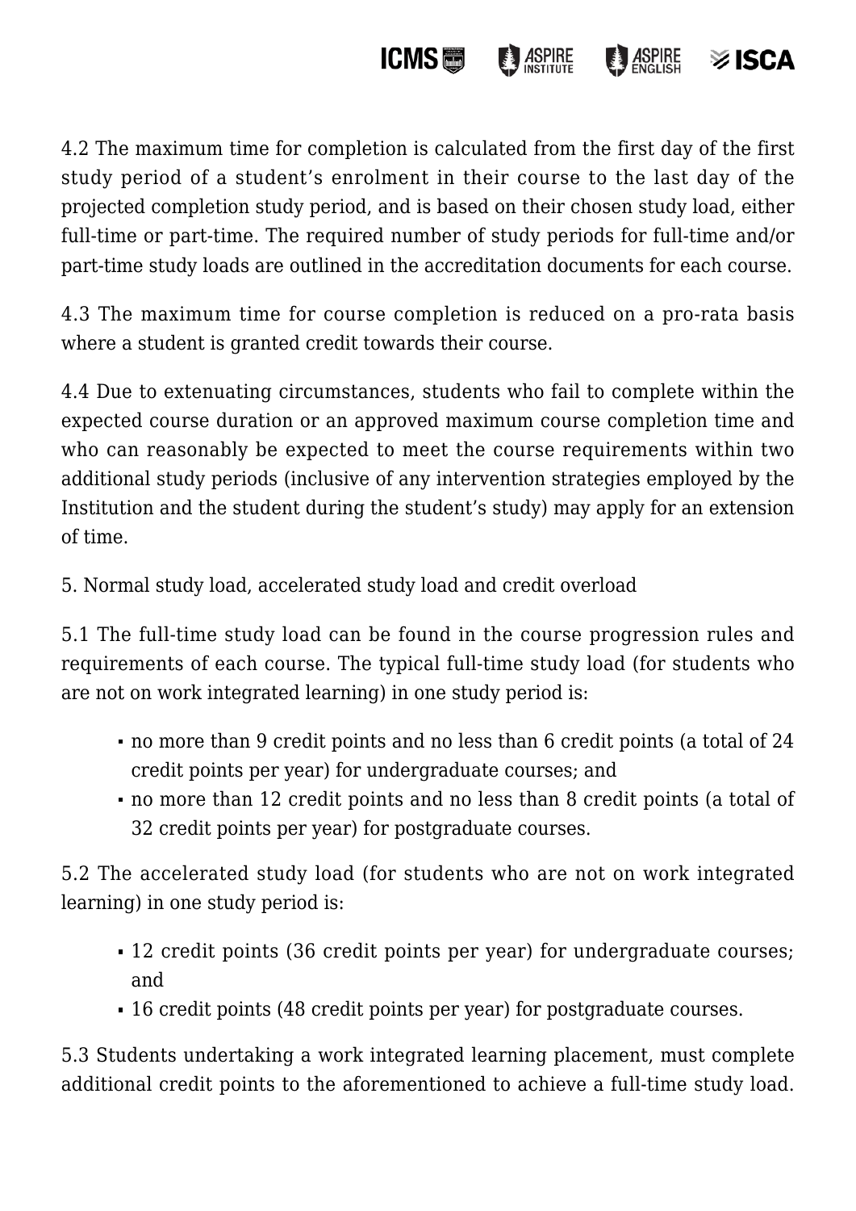4.2 The maximum time for completion is calculated from the first day of the first study period of a student's enrolment in their course to the last day of the projected completion study period, and is based on their chosen study load, either full-time or part-time. The required number of study periods for full-time and/or part-time study loads are outlined in the accreditation documents for each course.

4.3 The maximum time for course completion is reduced on a pro-rata basis where a student is granted credit towards their course.

4.4 Due to extenuating circumstances, students who fail to complete within the expected course duration or an approved maximum course completion time and who can reasonably be expected to meet the course requirements within two additional study periods (inclusive of any intervention strategies employed by the Institution and the student during the student's study) may apply for an extension of time.

5. Normal study load, accelerated study load and credit overload

5.1 The full-time study load can be found in the course progression rules and requirements of each course. The typical full-time study load (for students who are not on work integrated learning) in one study period is:

- no more than 9 credit points and no less than 6 credit points (a total of 24 credit points per year) for undergraduate courses; and
- no more than 12 credit points and no less than 8 credit points (a total of 32 credit points per year) for postgraduate courses.

5.2 The accelerated study load (for students who are not on work integrated learning) in one study period is:

- 12 credit points (36 credit points per year) for undergraduate courses; and
- 16 credit points (48 credit points per year) for postgraduate courses.

5.3 Students undertaking a work integrated learning placement, must complete additional credit points to the aforementioned to achieve a full-time study load.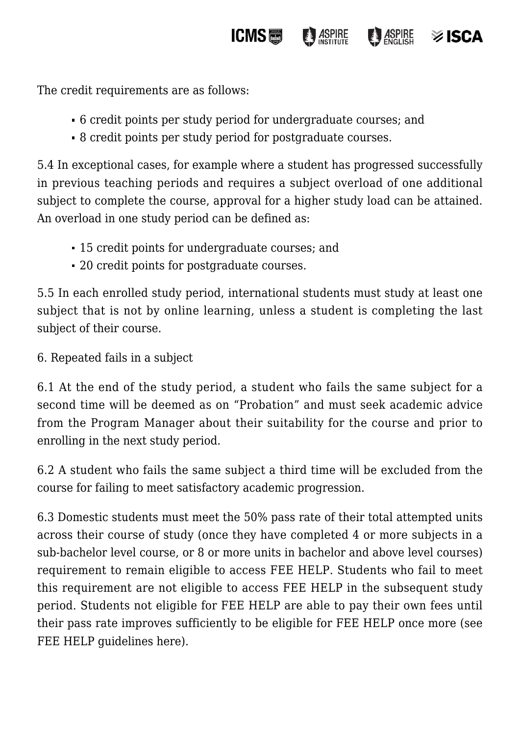The credit requirements are as follows:

- 6 credit points per study period for undergraduate courses; and
- 8 credit points per study period for postgraduate courses.

5.4 In exceptional cases, for example where a student has progressed successfully in previous teaching periods and requires a subject overload of one additional subject to complete the course, approval for a higher study load can be attained. An overload in one study period can be defined as:

- 15 credit points for undergraduate courses; and
- 20 credit points for postgraduate courses.

5.5 In each enrolled study period, international students must study at least one subject that is not by online learning, unless a student is completing the last subject of their course.

6. Repeated fails in a subject

6.1 At the end of the study period, a student who fails the same subject for a second time will be deemed as on "Probation" and must seek academic advice from the Program Manager about their suitability for the course and prior to enrolling in the next study period.

6.2 A student who fails the same subject a third time will be excluded from the course for failing to meet satisfactory academic progression.

6.3 Domestic students must meet the 50% pass rate of their total attempted units across their course of study (once they have completed 4 or more subjects in a sub-bachelor level course, or 8 or more units in bachelor and above level courses) requirement to remain eligible to access FEE HELP. Students who fail to meet this requirement are not eligible to access FEE HELP in the subsequent study period. Students not eligible for FEE HELP are able to pay their own fees until their pass rate improves sufficiently to be eligible for FEE HELP once more (see FEE HELP guidelines here).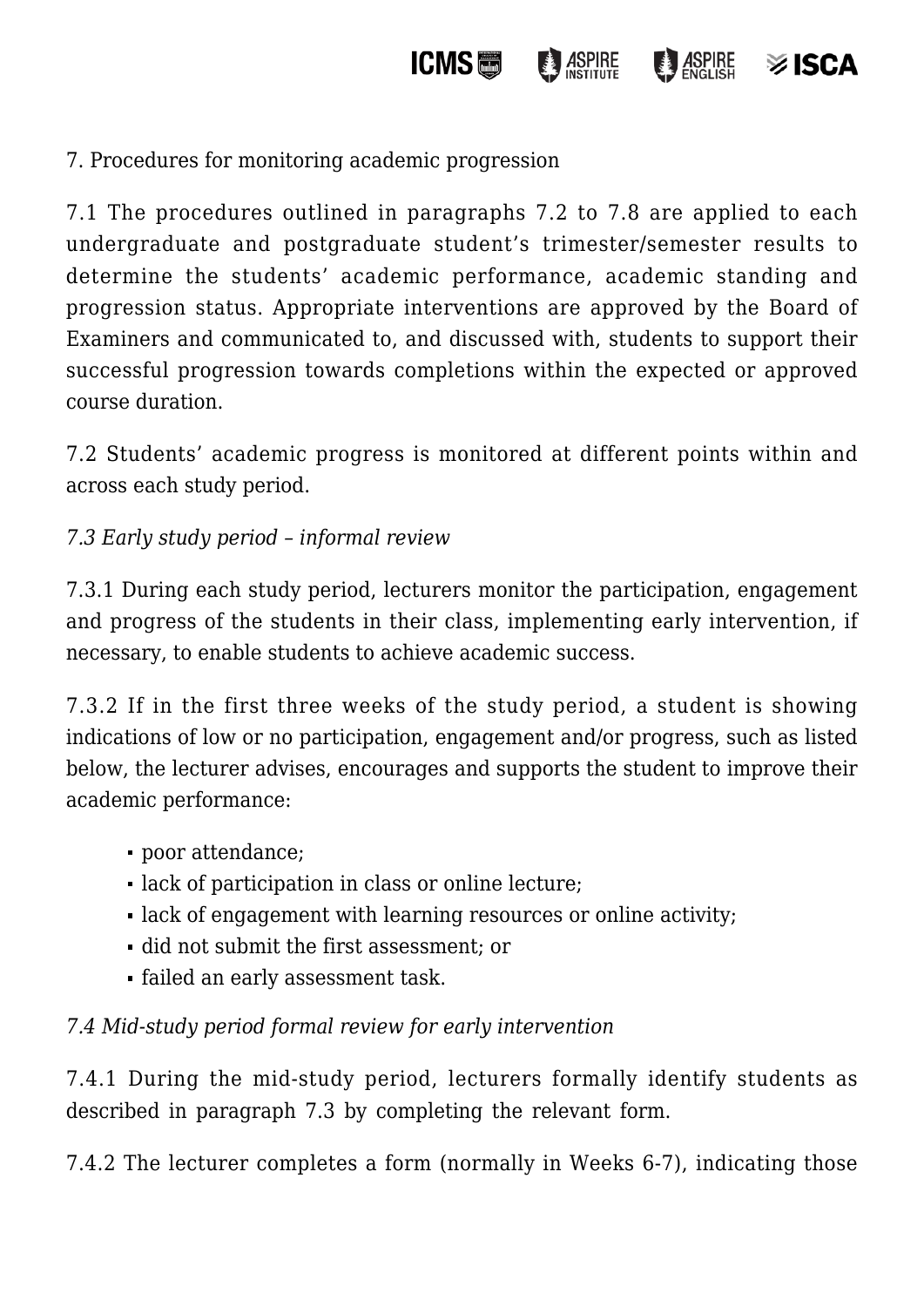## 7. Procedures for monitoring academic progression

7.1 The procedures outlined in paragraphs 7.2 to 7.8 are applied to each undergraduate and postgraduate student's trimester/semester results to determine the students' academic performance, academic standing and progression status. Appropriate interventions are approved by the Board of Examiners and communicated to, and discussed with, students to support their successful progression towards completions within the expected or approved course duration.

7.2 Students' academic progress is monitored at different points within and across each study period.

### *7.3 Early study period – informal review*

7.3.1 During each study period, lecturers monitor the participation, engagement and progress of the students in their class, implementing early intervention, if necessary, to enable students to achieve academic success.

7.3.2 If in the first three weeks of the study period, a student is showing indications of low or no participation, engagement and/or progress, such as listed below, the lecturer advises, encourages and supports the student to improve their academic performance:

- poor attendance;
- lack of participation in class or online lecture;
- lack of engagement with learning resources or online activity;
- did not submit the first assessment; or
- failed an early assessment task.

### *7.4 Mid-study period formal review for early intervention*

7.4.1 During the mid-study period, lecturers formally identify students as described in paragraph 7.3 by completing the relevant form.

7.4.2 The lecturer completes a form (normally in Weeks 6-7), indicating those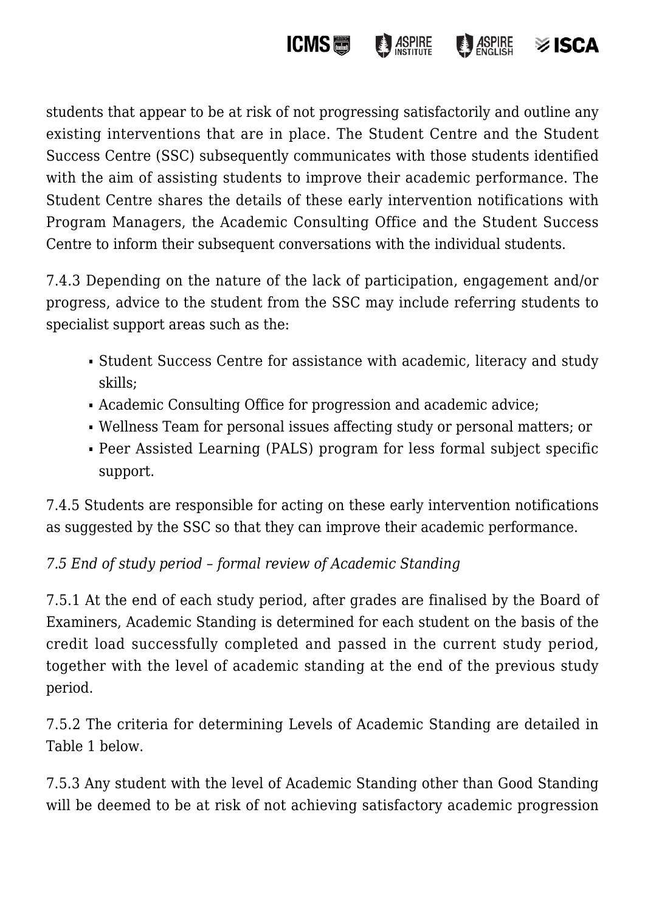students that appear to be at risk of not progressing satisfactorily and outline any existing interventions that are in place. The Student Centre and the Student Success Centre (SSC) subsequently communicates with those students identified with the aim of assisting students to improve their academic performance. The Student Centre shares the details of these early intervention notifications with Program Managers, the Academic Consulting Office and the Student Success Centre to inform their subsequent conversations with the individual students.

7.4.3 Depending on the nature of the lack of participation, engagement and/or progress, advice to the student from the SSC may include referring students to specialist support areas such as the:

- Student Success Centre for assistance with academic, literacy and study skills;
- Academic Consulting Office for progression and academic advice;
- Wellness Team for personal issues affecting study or personal matters; or
- Peer Assisted Learning (PALS) program for less formal subject specific support.

7.4.5 Students are responsible for acting on these early intervention notifications as suggested by the SSC so that they can improve their academic performance.

*7.5 End of study period – formal review of Academic Standing*

7.5.1 At the end of each study period, after grades are finalised by the Board of Examiners, Academic Standing is determined for each student on the basis of the credit load successfully completed and passed in the current study period, together with the level of academic standing at the end of the previous study period.

7.5.2 The criteria for determining Levels of Academic Standing are detailed in Table 1 below.

7.5.3 Any student with the level of Academic Standing other than Good Standing will be deemed to be at risk of not achieving satisfactory academic progression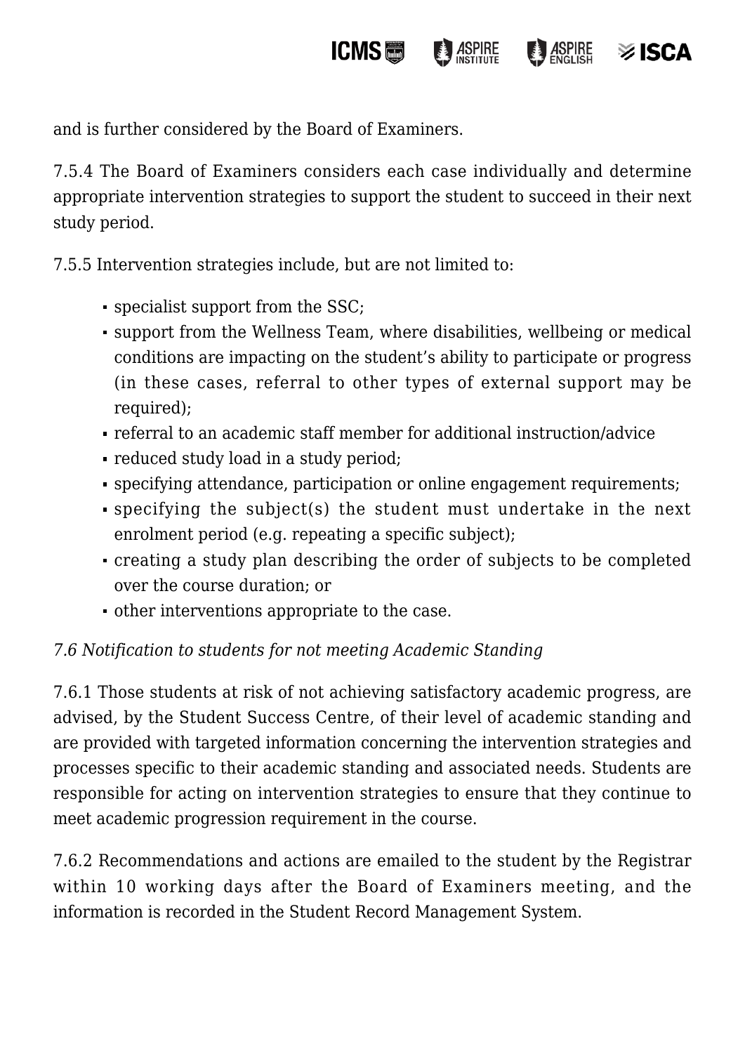and is further considered by the Board of Examiners.

7.5.4 The Board of Examiners considers each case individually and determine appropriate intervention strategies to support the student to succeed in their next study period.

7.5.5 Intervention strategies include, but are not limited to:

- specialist support from the SSC;
- support from the Wellness Team, where disabilities, wellbeing or medical conditions are impacting on the student's ability to participate or progress (in these cases, referral to other types of external support may be required);
- referral to an academic staff member for additional instruction/advice
- reduced study load in a study period;
- specifying attendance, participation or online engagement requirements;
- specifying the subject(s) the student must undertake in the next enrolment period (e.g. repeating a specific subject);
- creating a study plan describing the order of subjects to be completed over the course duration; or
- other interventions appropriate to the case.

*7.6 Notification to students for not meeting Academic Standing*

7.6.1 Those students at risk of not achieving satisfactory academic progress, are advised, by the Student Success Centre, of their level of academic standing and are provided with targeted information concerning the intervention strategies and processes specific to their academic standing and associated needs. Students are responsible for acting on intervention strategies to ensure that they continue to meet academic progression requirement in the course.

7.6.2 Recommendations and actions are emailed to the student by the Registrar within 10 working days after the Board of Examiners meeting, and the information is recorded in the Student Record Management System.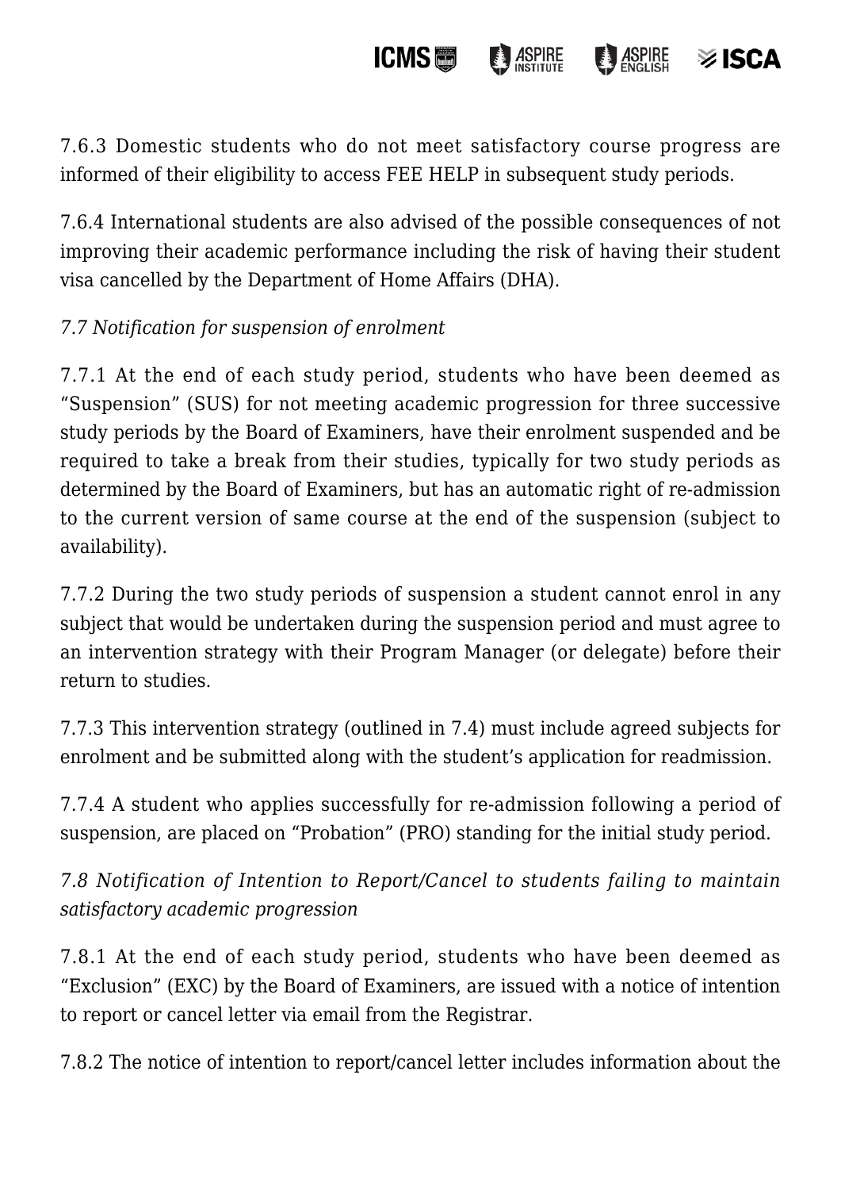7.6.3 Domestic students who do not meet satisfactory course progress are informed of their eligibility to access FEE HELP in subsequent study periods.

7.6.4 International students are also advised of the possible consequences of not improving their academic performance including the risk of having their student visa cancelled by the Department of Home Affairs (DHA).

*7.7 Notification for suspension of enrolment*

7.7.1 At the end of each study period, students who have been deemed as "Suspension" (SUS) for not meeting academic progression for three successive study periods by the Board of Examiners, have their enrolment suspended and be required to take a break from their studies, typically for two study periods as determined by the Board of Examiners, but has an automatic right of re-admission to the current version of same course at the end of the suspension (subject to availability).

7.7.2 During the two study periods of suspension a student cannot enrol in any subject that would be undertaken during the suspension period and must agree to an intervention strategy with their Program Manager (or delegate) before their return to studies.

7.7.3 This intervention strategy (outlined in 7.4) must include agreed subjects for enrolment and be submitted along with the student's application for readmission.

7.7.4 A student who applies successfully for re-admission following a period of suspension, are placed on "Probation" (PRO) standing for the initial study period.

*7.8 Notification of Intention to Report/Cancel to students failing to maintain satisfactory academic progression*

7.8.1 At the end of each study period, students who have been deemed as "Exclusion" (EXC) by the Board of Examiners, are issued with a notice of intention to report or cancel letter via email from the Registrar.

7.8.2 The notice of intention to report/cancel letter includes information about the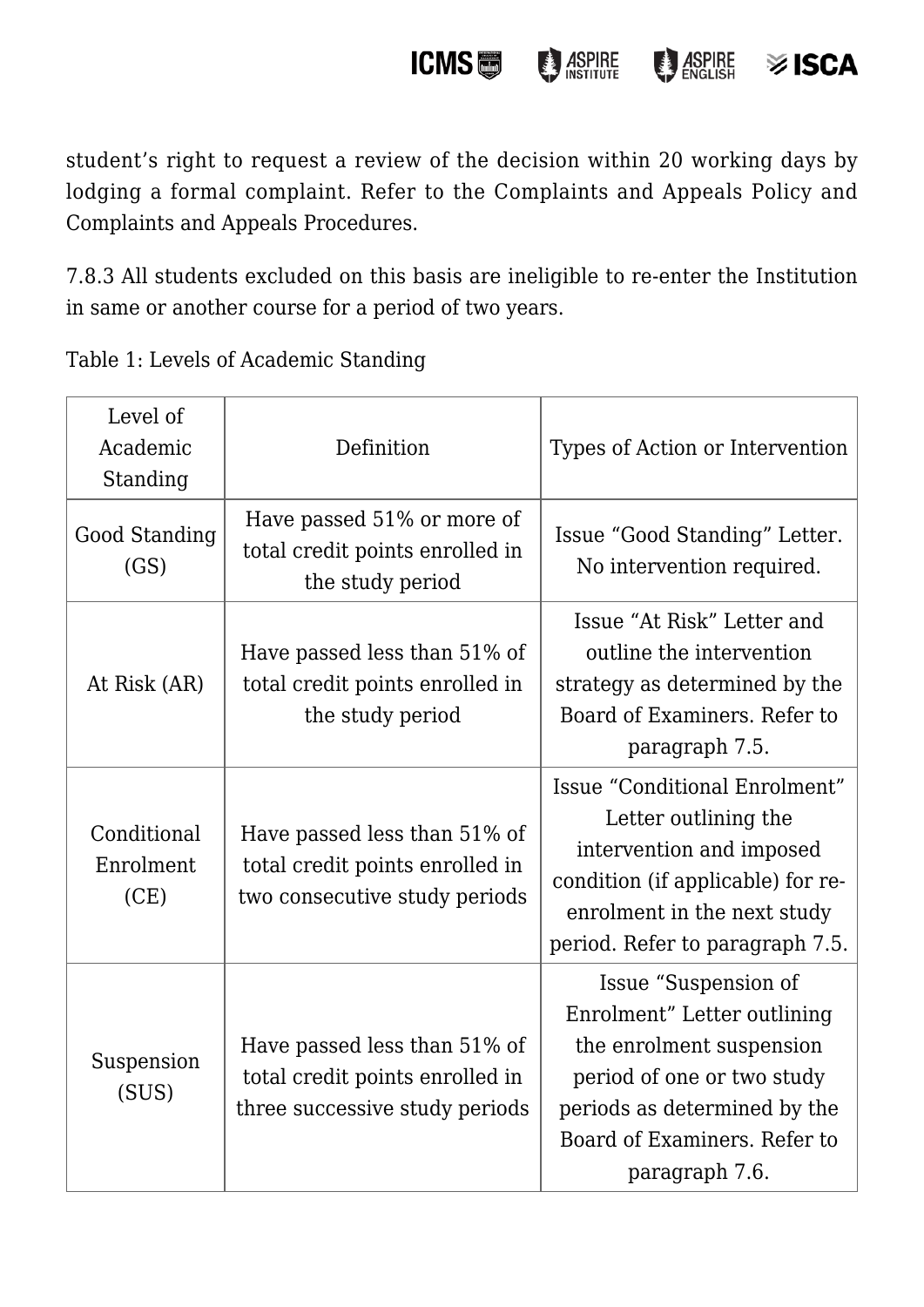student's right to request a review of the decision within 20 working days by lodging a formal complaint. Refer to the Complaints and Appeals Policy and Complaints and Appeals Procedures.

7.8.3 All students excluded on this basis are ineligible to re-enter the Institution in same or another course for a period of two years.

Table 1: Levels of Academic Standing

| Level of Academic Standing | Definition | Types of Action or Intervention |
|---|---|---|
| Good Standing (GS) | Have passed 51% or more of total credit points enrolled in the study period | Issue "Good Standing" Letter. No intervention required. |
| At Risk (AR) | Have passed less than 51% of total credit points enrolled in the study period | Issue "At Risk" Letter and outline the intervention strategy as determined by the Board of Examiners. Refer to paragraph 7.5. |
| Conditional Enrolment (CE) | Have passed less than 51% of total credit points enrolled in two consecutive study periods | Issue "Conditional Enrolment" Letter outlining the intervention and imposed condition (if applicable) for re-enrolment in the next study period. Refer to paragraph 7.5. |
| Suspension (SUS) | Have passed less than 51% of total credit points enrolled in three successive study periods | Issue "Suspension of Enrolment" Letter outlining the enrolment suspension period of one or two study periods as determined by the Board of Examiners. Refer to paragraph 7.6. |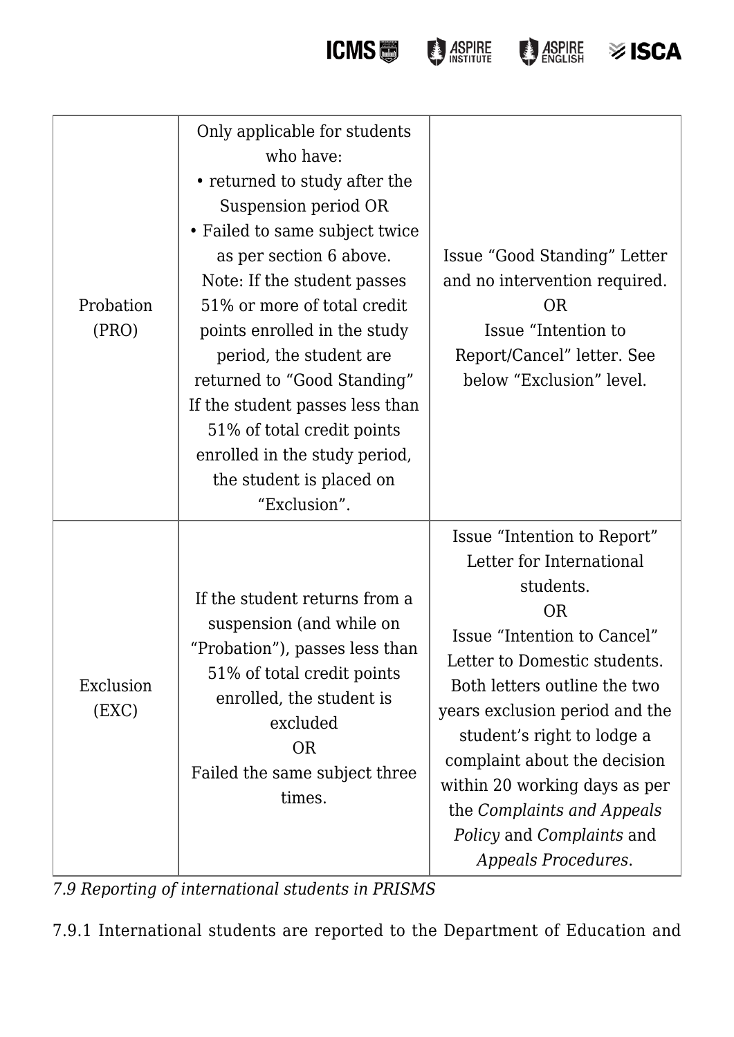| | | |
|---|---|---|
| Probation (PRO) | Only applicable for students who have:<br>• returned to study after the Suspension period OR<br>• Failed to same subject twice as per section 6 above.<br>Note: If the student passes 51% or more of total credit points enrolled in the study period, the student are returned to "Good Standing"<br>If the student passes less than 51% of total credit points enrolled in the study period, the student is placed on "Exclusion". | Issue "Good Standing" Letter and no intervention required.<br>OR<br>Issue "Intention to Report/Cancel" letter. See below "Exclusion" level. |
| Exclusion (EXC) | If the student returns from a suspension (and while on "Probation"), passes less than 51% of total credit points enrolled, the student is excluded<br>OR<br>Failed the same subject three times. | Issue "Intention to Report" Letter for International students.<br>OR<br>Issue "Intention to Cancel" Letter to Domestic students.<br>Both letters outline the two years exclusion period and the student's right to lodge a complaint about the decision within 20 working days as per the *Complaints and Appeals Policy* and *Complaints* and *Appeals Procedures*. |

*7.9 Reporting of international students in PRISMS*

7.9.1 International students are reported to the Department of Education and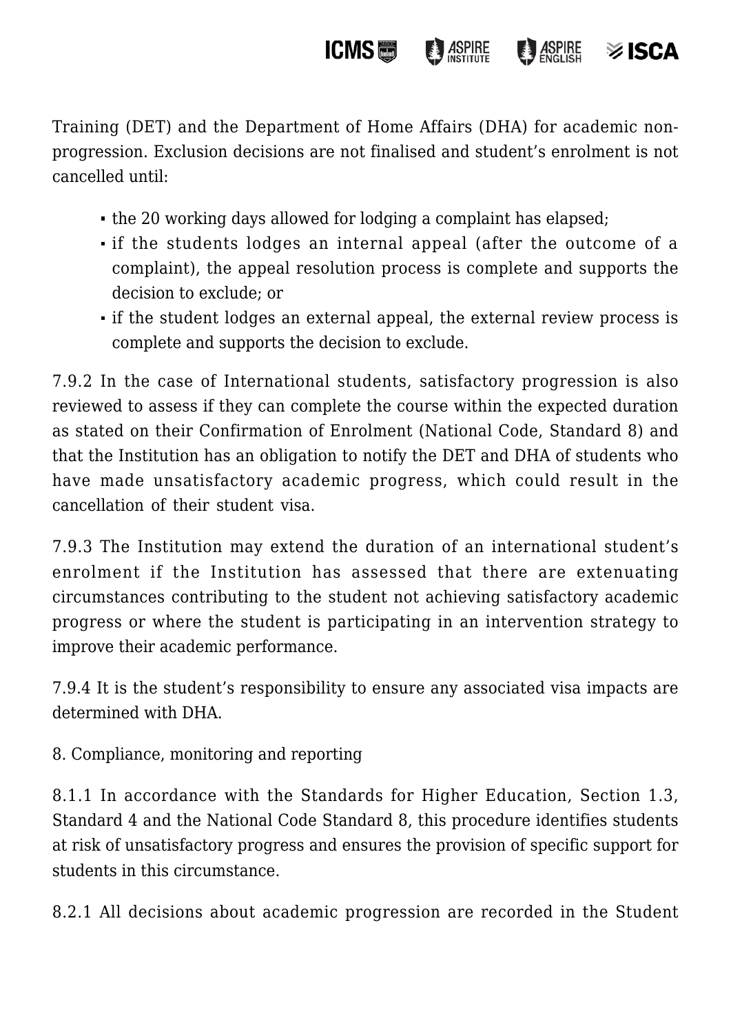Training (DET) and the Department of Home Affairs (DHA) for academic non-progression. Exclusion decisions are not finalised and student's enrolment is not cancelled until:

- the 20 working days allowed for lodging a complaint has elapsed;
- if the students lodges an internal appeal (after the outcome of a complaint), the appeal resolution process is complete and supports the decision to exclude; or
- if the student lodges an external appeal, the external review process is complete and supports the decision to exclude.

7.9.2 In the case of International students, satisfactory progression is also reviewed to assess if they can complete the course within the expected duration as stated on their Confirmation of Enrolment (National Code, Standard 8) and that the Institution has an obligation to notify the DET and DHA of students who have made unsatisfactory academic progress, which could result in the cancellation of their student visa.

7.9.3 The Institution may extend the duration of an international student's enrolment if the Institution has assessed that there are extenuating circumstances contributing to the student not achieving satisfactory academic progress or where the student is participating in an intervention strategy to improve their academic performance.

7.9.4 It is the student's responsibility to ensure any associated visa impacts are determined with DHA.

8. Compliance, monitoring and reporting

8.1.1 In accordance with the Standards for Higher Education, Section 1.3, Standard 4 and the National Code Standard 8, this procedure identifies students at risk of unsatisfactory progress and ensures the provision of specific support for students in this circumstance.

8.2.1 All decisions about academic progression are recorded in the Student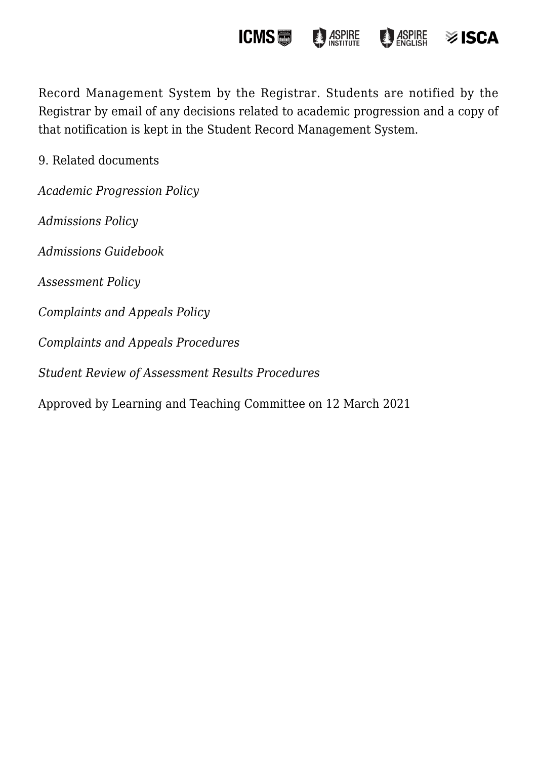Record Management System by the Registrar. Students are notified by the Registrar by email of any decisions related to academic progression and a copy of that notification is kept in the Student Record Management System.

9. Related documents

*Academic Progression Policy*

*Admissions Policy*

*Admissions Guidebook*

*Assessment Policy*

*Complaints and Appeals Policy*

*Complaints and Appeals Procedures*

*Student Review of Assessment Results Procedures*

Approved by Learning and Teaching Committee on 12 March 2021